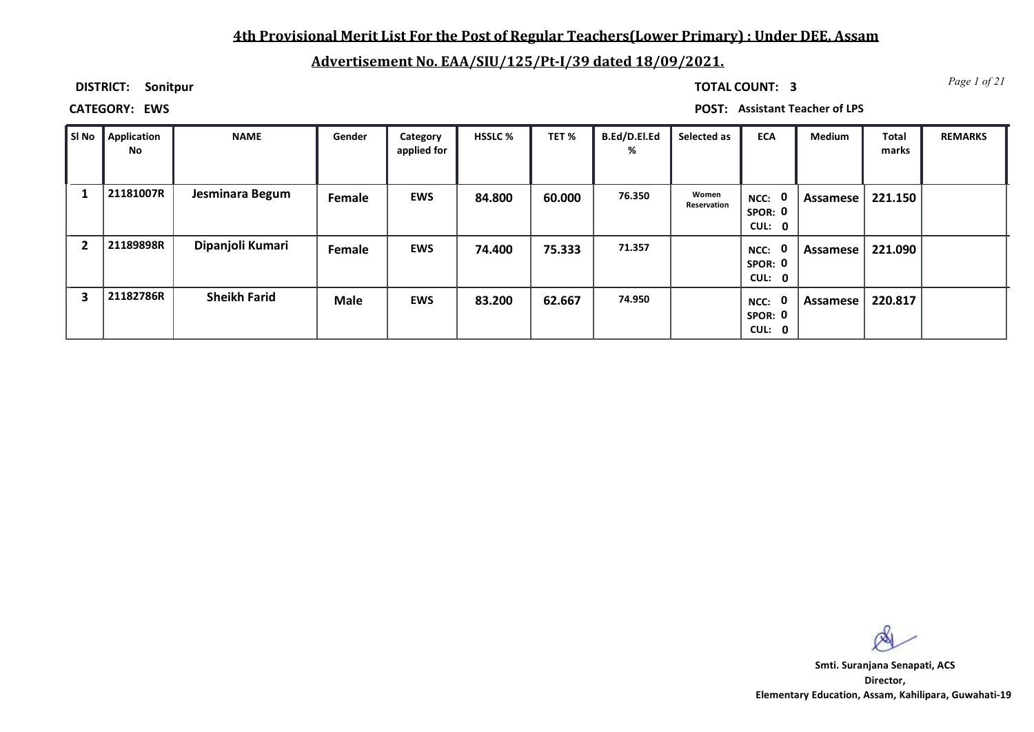# 4th Provisional Merit List For the Post of Regular Teachers(Lower Primary) : Under DEE, Assam

## Advertisement No. EAA/SIU/125/Pt-I/39 dated 18/09/2021.

**DISTRICT:** Sonitpur

**TOTAL COUNT:** 3

**CATEGORY:** EWS

**POST:** Assistant Teacher of LPS

| Sl No | Application No | NAME | Gender | Category applied for | HSSLC % | TET % | B.Ed/D.El.Ed % | Selected as | ECA | Medium | Total marks | REMARKS |
|---|---|---|---|---|---|---|---|---|---|---|---|---|
| 1 | 21181007R | Jesminara Begum | Female | EWS | 84.800 | 60.000 | 76.350 | Women Reservation | NCC: 0 SPOR: 0 CUL: 0 | Assamese | 221.150 | |
| 2 | 21189898R | Dipanjoli Kumari | Female | EWS | 74.400 | 75.333 | 71.357 | | NCC: 0 SPOR: 0 CUL: 0 | Assamese | 221.090 | |
| 3 | 21182786R | Sheikh Farid | Male | EWS | 83.200 | 62.667 | 74.950 | | NCC: 0 SPOR: 0 CUL: 0 | Assamese | 220.817 | |

**Smti. Suranjana Senapati, ACS**
**Director,**
**Elementary Education, Assam, Kahilipara, Guwahati-19**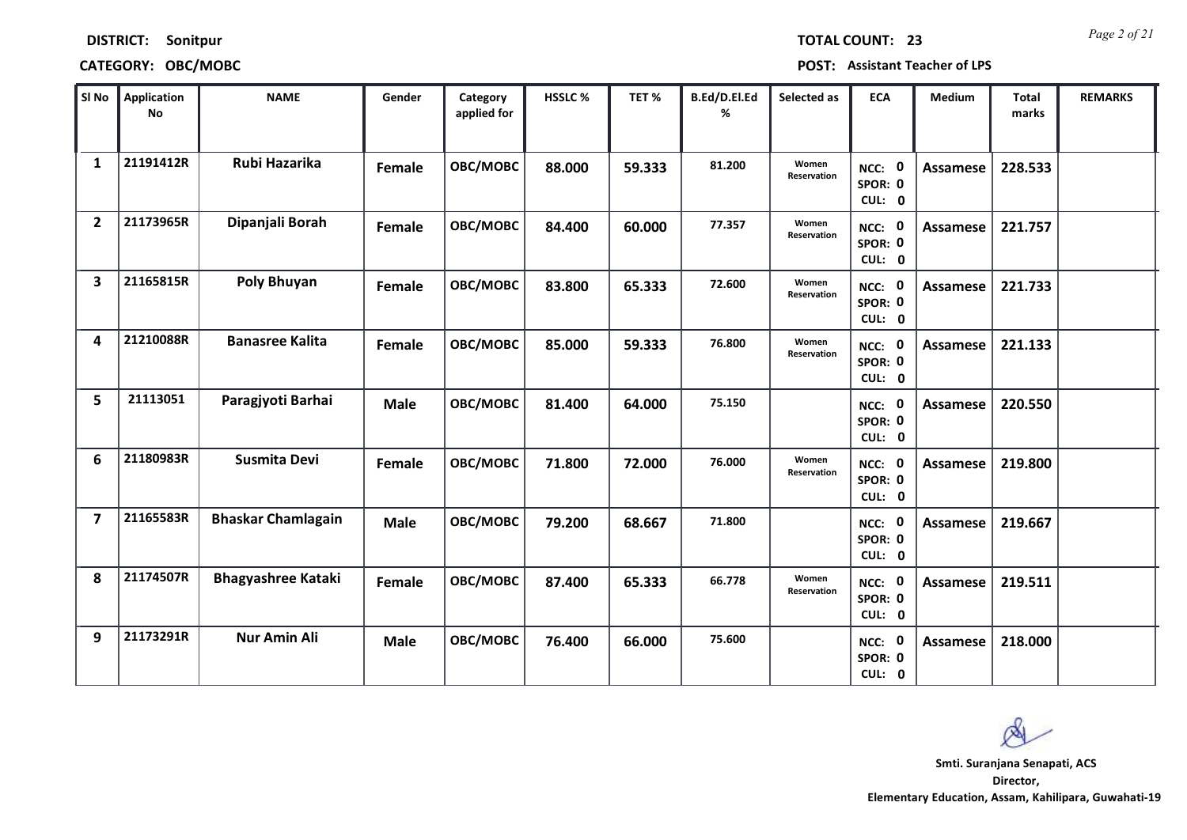**DISTRICT:** Sonitpur **TOTAL COUNT:** 23

**CATEGORY:** OBC/MOBC **POST:** Assistant Teacher of LPS

| Sl No | Application No | NAME | Gender | Category applied for | HSSLC % | TET % | B.Ed/D.El.Ed % | Selected as | ECA | Medium | Total marks | REMARKS |
|---|---|---|---|---|---|---|---|---|---|---|---|---|
| 1 | 21191412R | Rubi Hazarika | Female | OBC/MOBC | 88.000 | 59.333 | 81.200 | Women Reservation | NCC: 0 SPOR: 0 CUL: 0 | Assamese | 228.533 | |
| 2 | 21173965R | Dipanjali Borah | Female | OBC/MOBC | 84.400 | 60.000 | 77.357 | Women Reservation | NCC: 0 SPOR: 0 CUL: 0 | Assamese | 221.757 | |
| 3 | 21165815R | Poly Bhuyan | Female | OBC/MOBC | 83.800 | 65.333 | 72.600 | Women Reservation | NCC: 0 SPOR: 0 CUL: 0 | Assamese | 221.733 | |
| 4 | 21210088R | Banasree Kalita | Female | OBC/MOBC | 85.000 | 59.333 | 76.800 | Women Reservation | NCC: 0 SPOR: 0 CUL: 0 | Assamese | 221.133 | |
| 5 | 21113051 | Paragjyoti Barhai | Male | OBC/MOBC | 81.400 | 64.000 | 75.150 | | NCC: 0 SPOR: 0 CUL: 0 | Assamese | 220.550 | |
| 6 | 21180983R | Susmita Devi | Female | OBC/MOBC | 71.800 | 72.000 | 76.000 | Women Reservation | NCC: 0 SPOR: 0 CUL: 0 | Assamese | 219.800 | |
| 7 | 21165583R | Bhaskar Chamlagain | Male | OBC/MOBC | 79.200 | 68.667 | 71.800 | | NCC: 0 SPOR: 0 CUL: 0 | Assamese | 219.667 | |
| 8 | 21174507R | Bhagyashree Kataki | Female | OBC/MOBC | 87.400 | 65.333 | 66.778 | Women Reservation | NCC: 0 SPOR: 0 CUL: 0 | Assamese | 219.511 | |
| 9 | 21173291R | Nur Amin Ali | Male | OBC/MOBC | 76.400 | 66.000 | 75.600 | | NCC: 0 SPOR: 0 CUL: 0 | Assamese | 218.000 | |

**Smti. Suranjana Senapati, ACS**
**Director,**
**Elementary Education, Assam, Kahilipara, Guwahati-19**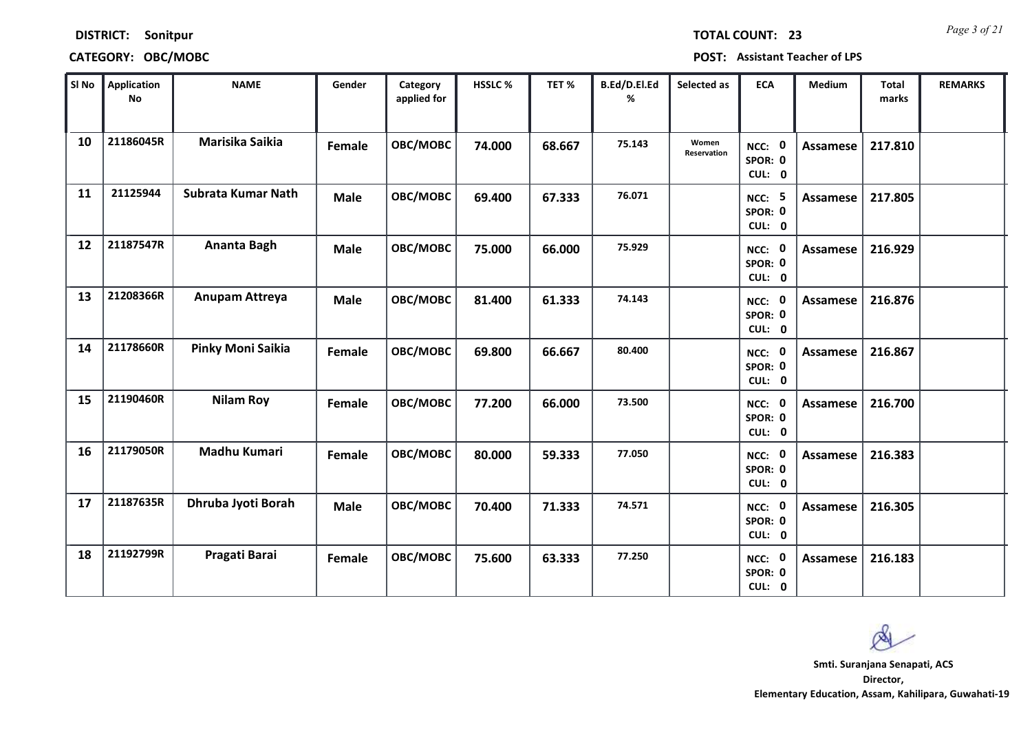**DISTRICT:** Sonitpur

**CATEGORY:** OBC/MOBC

**TOTAL COUNT:** 23

**POST:** Assistant Teacher of LPS

| Sl No | Application No | NAME | Gender | Category applied for | HSSLC % | TET % | B.Ed/D.El.Ed % | Selected as | ECA | Medium | Total marks | REMARKS |
|---|---|---|---|---|---|---|---|---|---|---|---|---|
| 10 | 21186045R | Marisika Saikia | Female | OBC/MOBC | 74.000 | 68.667 | 75.143 | Women Reservation | NCC: 0 SPOR: 0 CUL: 0 | Assamese | 217.810 | |
| 11 | 21125944 | Subrata Kumar Nath | Male | OBC/MOBC | 69.400 | 67.333 | 76.071 | | NCC: 5 SPOR: 0 CUL: 0 | Assamese | 217.805 | |
| 12 | 21187547R | Ananta Bagh | Male | OBC/MOBC | 75.000 | 66.000 | 75.929 | | NCC: 0 SPOR: 0 CUL: 0 | Assamese | 216.929 | |
| 13 | 21208366R | Anupam Attreya | Male | OBC/MOBC | 81.400 | 61.333 | 74.143 | | NCC: 0 SPOR: 0 CUL: 0 | Assamese | 216.876 | |
| 14 | 21178660R | Pinky Moni Saikia | Female | OBC/MOBC | 69.800 | 66.667 | 80.400 | | NCC: 0 SPOR: 0 CUL: 0 | Assamese | 216.867 | |
| 15 | 21190460R | Nilam Roy | Female | OBC/MOBC | 77.200 | 66.000 | 73.500 | | NCC: 0 SPOR: 0 CUL: 0 | Assamese | 216.700 | |
| 16 | 21179050R | Madhu Kumari | Female | OBC/MOBC | 80.000 | 59.333 | 77.050 | | NCC: 0 SPOR: 0 CUL: 0 | Assamese | 216.383 | |
| 17 | 21187635R | Dhruba Jyoti Borah | Male | OBC/MOBC | 70.400 | 71.333 | 74.571 | | NCC: 0 SPOR: 0 CUL: 0 | Assamese | 216.305 | |
| 18 | 21192799R | Pragati Barai | Female | OBC/MOBC | 75.600 | 63.333 | 77.250 | | NCC: 0 SPOR: 0 CUL: 0 | Assamese | 216.183 | |

**Smti. Suranjana Senapati, ACS**
**Director,**
**Elementary Education, Assam, Kahilipara, Guwahati-19**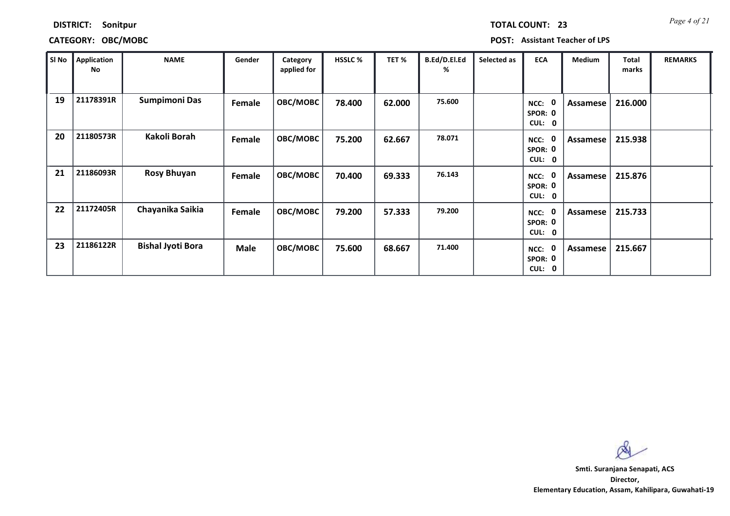**DISTRICT:** Sonitpur

**TOTAL COUNT:** 23

**CATEGORY:** OBC/MOBC

**POST:** Assistant Teacher of LPS

| Sl No | Application No | NAME | Gender | Category applied for | HSSLC % | TET % | B.Ed/D.El.Ed % | Selected as | ECA | Medium | Total marks | REMARKS |
|---|---|---|---|---|---|---|---|---|---|---|---|---|
| 19 | 21178391R | Sumpimoni Das | Female | OBC/MOBC | 78.400 | 62.000 | 75.600 | | NCC: 0 SPOR: 0 CUL: 0 | Assamese | 216.000 | |
| 20 | 21180573R | Kakoli Borah | Female | OBC/MOBC | 75.200 | 62.667 | 78.071 | | NCC: 0 SPOR: 0 CUL: 0 | Assamese | 215.938 | |
| 21 | 21186093R | Rosy Bhuyan | Female | OBC/MOBC | 70.400 | 69.333 | 76.143 | | NCC: 0 SPOR: 0 CUL: 0 | Assamese | 215.876 | |
| 22 | 21172405R | Chayanika Saikia | Female | OBC/MOBC | 79.200 | 57.333 | 79.200 | | NCC: 0 SPOR: 0 CUL: 0 | Assamese | 215.733 | |
| 23 | 21186122R | Bishal Jyoti Bora | Male | OBC/MOBC | 75.600 | 68.667 | 71.400 | | NCC: 0 SPOR: 0 CUL: 0 | Assamese | 215.667 | |

**Smti. Suranjana Senapati, ACS**
**Director,**
**Elementary Education, Assam, Kahilipara, Guwahati-19**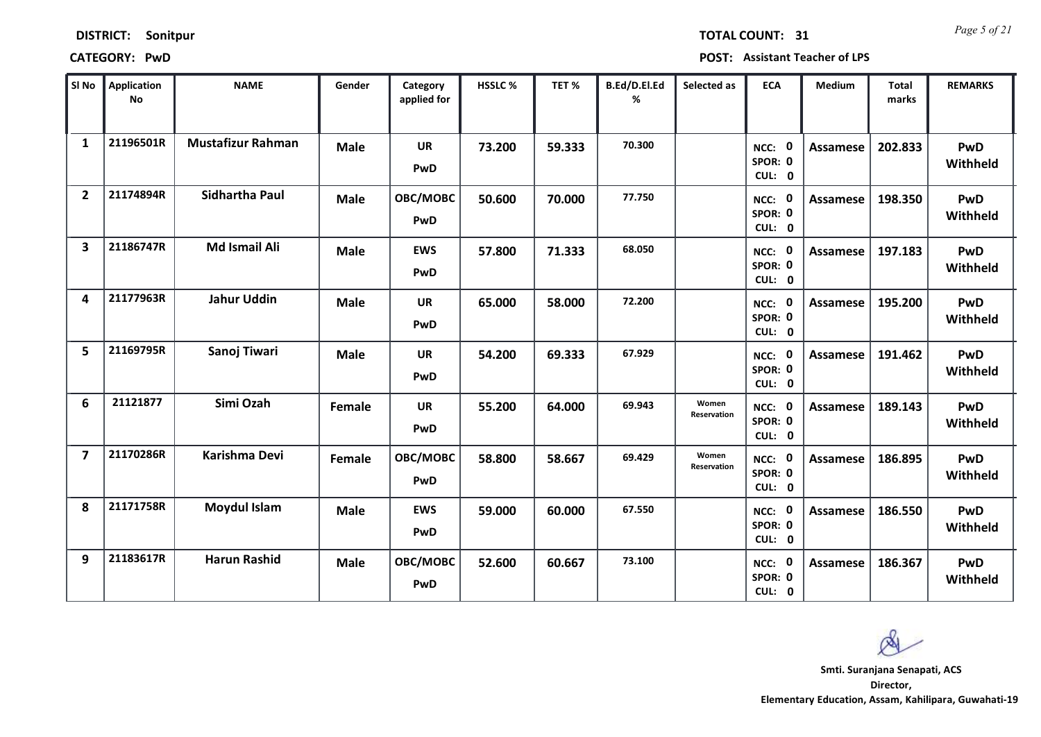**DISTRICT:** Sonitpur **TOTAL COUNT:** 31

**CATEGORY:** PwD **POST:** Assistant Teacher of LPS

| Sl No | Application No | NAME | Gender | Category applied for | HSSLC % | TET % | B.Ed/D.El.Ed % | Selected as | ECA | Medium | Total marks | REMARKS |
|---|---|---|---|---|---|---|---|---|---|---|---|---|
| 1 | 21196501R | Mustafizur Rahman | Male | UR PwD | 73.200 | 59.333 | 70.300 | | NCC: 0 SPOR: 0 CUL: 0 | Assamese | 202.833 | PwD Withheld |
| 2 | 21174894R | Sidhartha Paul | Male | OBC/MOBC PwD | 50.600 | 70.000 | 77.750 | | NCC: 0 SPOR: 0 CUL: 0 | Assamese | 198.350 | PwD Withheld |
| 3 | 21186747R | Md Ismail Ali | Male | EWS PwD | 57.800 | 71.333 | 68.050 | | NCC: 0 SPOR: 0 CUL: 0 | Assamese | 197.183 | PwD Withheld |
| 4 | 21177963R | Jahur Uddin | Male | UR PwD | 65.000 | 58.000 | 72.200 | | NCC: 0 SPOR: 0 CUL: 0 | Assamese | 195.200 | PwD Withheld |
| 5 | 21169795R | Sanoj Tiwari | Male | UR PwD | 54.200 | 69.333 | 67.929 | | NCC: 0 SPOR: 0 CUL: 0 | Assamese | 191.462 | PwD Withheld |
| 6 | 21121877 | Simi Ozah | Female | UR PwD | 55.200 | 64.000 | 69.943 | Women Reservation | NCC: 0 SPOR: 0 CUL: 0 | Assamese | 189.143 | PwD Withheld |
| 7 | 21170286R | Karishma Devi | Female | OBC/MOBC PwD | 58.800 | 58.667 | 69.429 | Women Reservation | NCC: 0 SPOR: 0 CUL: 0 | Assamese | 186.895 | PwD Withheld |
| 8 | 21171758R | Moydul Islam | Male | EWS PwD | 59.000 | 60.000 | 67.550 | | NCC: 0 SPOR: 0 CUL: 0 | Assamese | 186.550 | PwD Withheld |
| 9 | 21183617R | Harun Rashid | Male | OBC/MOBC PwD | 52.600 | 60.667 | 73.100 | | NCC: 0 SPOR: 0 CUL: 0 | Assamese | 186.367 | PwD Withheld |

**Smti. Suranjana Senapati, ACS**
**Director,**
**Elementary Education, Assam, Kahilipara, Guwahati-19**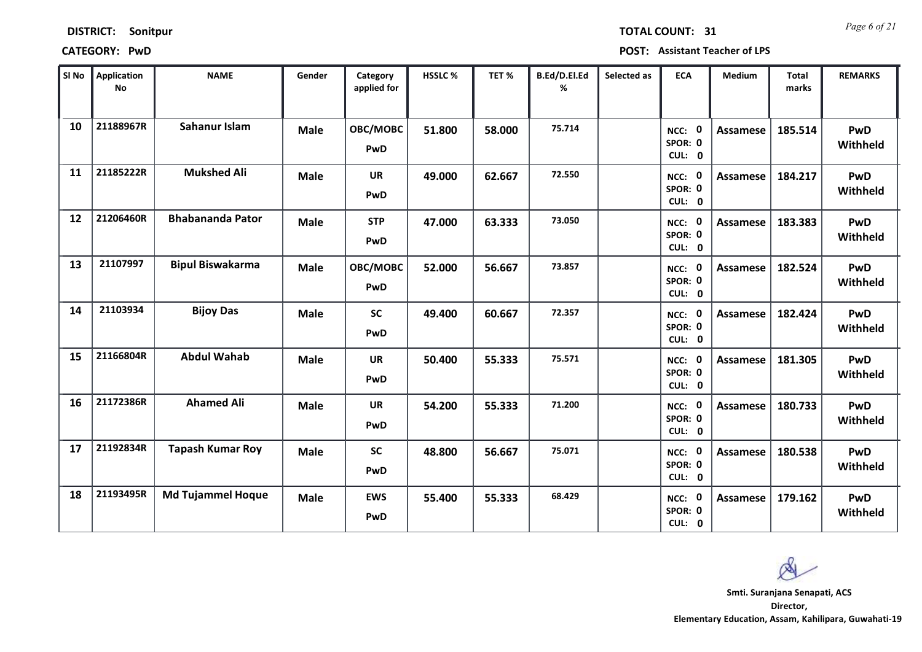**DISTRICT: Sonitpur** **TOTAL COUNT: 31**

**CATEGORY: PwD** **POST: Assistant Teacher of LPS**

| Sl No | Application No | NAME | Gender | Category applied for | HSSLC % | TET % | B.Ed/D.El.Ed % | Selected as | ECA | Medium | Total marks | REMARKS |
|---|---|---|---|---|---|---|---|---|---|---|---|---|
| 10 | 21188967R | Sahanur Islam | Male | OBC/MOBC PwD | 51.800 | 58.000 | 75.714 | | NCC: 0 SPOR: 0 CUL: 0 | Assamese | 185.514 | PwD Withheld |
| 11 | 21185222R | Mukshed Ali | Male | UR PwD | 49.000 | 62.667 | 72.550 | | NCC: 0 SPOR: 0 CUL: 0 | Assamese | 184.217 | PwD Withheld |
| 12 | 21206460R | Bhabananda Pator | Male | STP PwD | 47.000 | 63.333 | 73.050 | | NCC: 0 SPOR: 0 CUL: 0 | Assamese | 183.383 | PwD Withheld |
| 13 | 21107997 | Bipul Biswakarma | Male | OBC/MOBC PwD | 52.000 | 56.667 | 73.857 | | NCC: 0 SPOR: 0 CUL: 0 | Assamese | 182.524 | PwD Withheld |
| 14 | 21103934 | Bijoy Das | Male | SC PwD | 49.400 | 60.667 | 72.357 | | NCC: 0 SPOR: 0 CUL: 0 | Assamese | 182.424 | PwD Withheld |
| 15 | 21166804R | Abdul Wahab | Male | UR PwD | 50.400 | 55.333 | 75.571 | | NCC: 0 SPOR: 0 CUL: 0 | Assamese | 181.305 | PwD Withheld |
| 16 | 21172386R | Ahamed Ali | Male | UR PwD | 54.200 | 55.333 | 71.200 | | NCC: 0 SPOR: 0 CUL: 0 | Assamese | 180.733 | PwD Withheld |
| 17 | 21192834R | Tapash Kumar Roy | Male | SC PwD | 48.800 | 56.667 | 75.071 | | NCC: 0 SPOR: 0 CUL: 0 | Assamese | 180.538 | PwD Withheld |
| 18 | 21193495R | Md Tujammel Hoque | Male | EWS PwD | 55.400 | 55.333 | 68.429 | | NCC: 0 SPOR: 0 CUL: 0 | Assamese | 179.162 | PwD Withheld |

**Smti. Suranjana Senapati, ACS**
**Director,**
**Elementary Education, Assam, Kahilipara, Guwahati-19**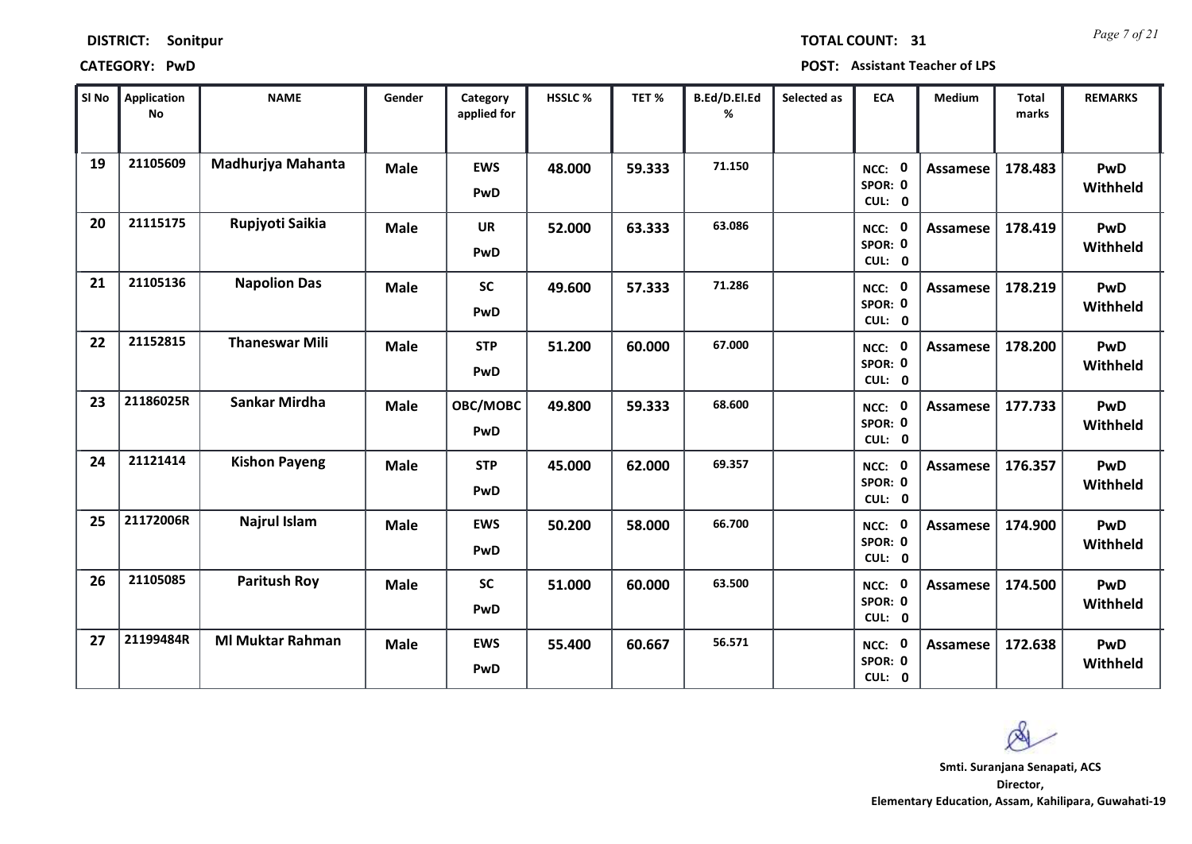**DISTRICT:** Sonitpur

**CATEGORY:** PwD

**TOTAL COUNT:** 31

**POST:** Assistant Teacher of LPS

| Sl No | Application No | NAME | Gender | Category applied for | HSSLC % | TET % | B.Ed/D.El.Ed % | Selected as | ECA | Medium | Total marks | REMARKS |
|---|---|---|---|---|---|---|---|---|---|---|---|---|
| 19 | 21105609 | Madhurjya Mahanta | Male | EWS PwD | 48.000 | 59.333 | 71.150 | | NCC: 0 SPOR: 0 CUL: 0 | Assamese | 178.483 | PwD Withheld |
| 20 | 21115175 | Rupjyoti Saikia | Male | UR PwD | 52.000 | 63.333 | 63.086 | | NCC: 0 SPOR: 0 CUL: 0 | Assamese | 178.419 | PwD Withheld |
| 21 | 21105136 | Napolion Das | Male | SC PwD | 49.600 | 57.333 | 71.286 | | NCC: 0 SPOR: 0 CUL: 0 | Assamese | 178.219 | PwD Withheld |
| 22 | 21152815 | Thaneswar Mili | Male | STP PwD | 51.200 | 60.000 | 67.000 | | NCC: 0 SPOR: 0 CUL: 0 | Assamese | 178.200 | PwD Withheld |
| 23 | 21186025R | Sankar Mirdha | Male | OBC/MOBC PwD | 49.800 | 59.333 | 68.600 | | NCC: 0 SPOR: 0 CUL: 0 | Assamese | 177.733 | PwD Withheld |
| 24 | 21121414 | Kishon Payeng | Male | STP PwD | 45.000 | 62.000 | 69.357 | | NCC: 0 SPOR: 0 CUL: 0 | Assamese | 176.357 | PwD Withheld |
| 25 | 21172006R | Najrul Islam | Male | EWS PwD | 50.200 | 58.000 | 66.700 | | NCC: 0 SPOR: 0 CUL: 0 | Assamese | 174.900 | PwD Withheld |
| 26 | 21105085 | Paritush Roy | Male | SC PwD | 51.000 | 60.000 | 63.500 | | NCC: 0 SPOR: 0 CUL: 0 | Assamese | 174.500 | PwD Withheld |
| 27 | 21199484R | Ml Muktar Rahman | Male | EWS PwD | 55.400 | 60.667 | 56.571 | | NCC: 0 SPOR: 0 CUL: 0 | Assamese | 172.638 | PwD Withheld |

**Smti. Suranjana Senapati, ACS**
**Director,**
**Elementary Education, Assam, Kahilipara, Guwahati-19**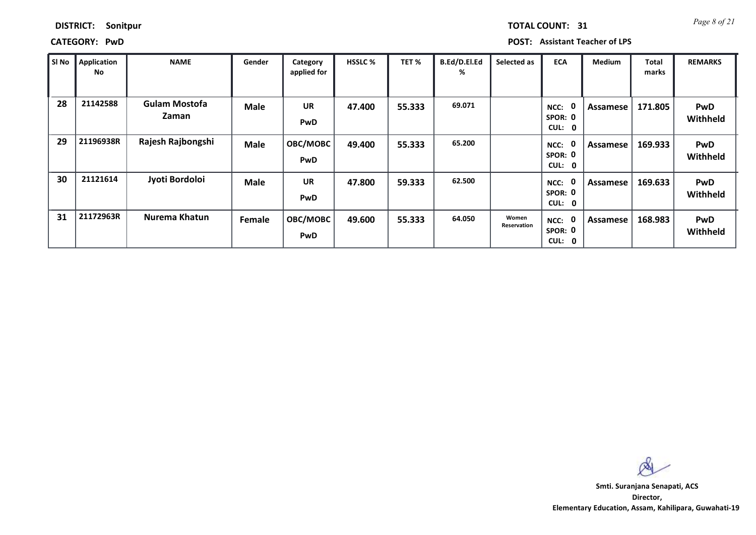**DISTRICT:** Sonitpur

**TOTAL COUNT:** 31

**CATEGORY:** PwD

**POST:** Assistant Teacher of LPS

| Sl No | Application No | NAME | Gender | Category applied for | HSSLC % | TET % | B.Ed/D.El.Ed % | Selected as | ECA | Medium | Total marks | REMARKS |
|---|---|---|---|---|---|---|---|---|---|---|---|---|
| 28 | 21142588 | Gulam Mostofa Zaman | Male | UR PwD | 47.400 | 55.333 | 69.071 | | NCC: 0 SPOR: 0 CUL: 0 | Assamese | 171.805 | PwD Withheld |
| 29 | 21196938R | Rajesh Rajbongshi | Male | OBC/MOBC PwD | 49.400 | 55.333 | 65.200 | | NCC: 0 SPOR: 0 CUL: 0 | Assamese | 169.933 | PwD Withheld |
| 30 | 21121614 | Jyoti Bordoloi | Male | UR PwD | 47.800 | 59.333 | 62.500 | | NCC: 0 SPOR: 0 CUL: 0 | Assamese | 169.633 | PwD Withheld |
| 31 | 21172963R | Nurema Khatun | Female | OBC/MOBC PwD | 49.600 | 55.333 | 64.050 | Women Reservation | NCC: 0 SPOR: 0 CUL: 0 | Assamese | 168.983 | PwD Withheld |

**Smti. Suranjana Senapati, ACS**
**Director,**
**Elementary Education, Assam, Kahilipara, Guwahati-19**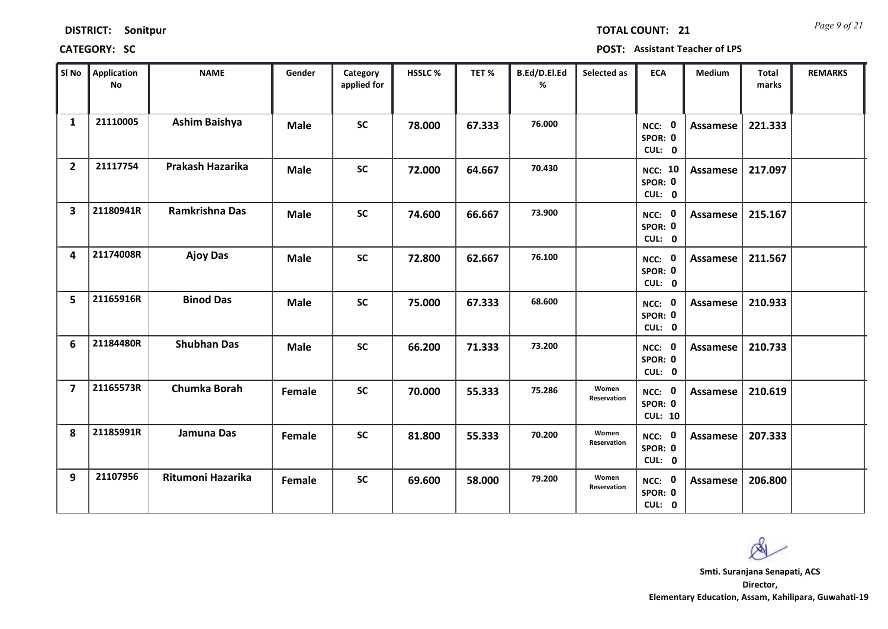**DISTRICT:** Sonitpur

**TOTAL COUNT:** 21

**CATEGORY:** SC

**POST:** Assistant Teacher of LPS

| Sl No | Application No | NAME | Gender | Category applied for | HSSLC % | TET % | B.Ed/D.El.Ed % | Selected as | ECA | Medium | Total marks | REMARKS |
|---|---|---|---|---|---|---|---|---|---|---|---|---|
| 1 | 21110005 | Ashim Baishya | Male | SC | 78.000 | 67.333 | 76.000 | | NCC: 0 SPOR: 0 CUL: 0 | Assamese | 221.333 | |
| 2 | 21117754 | Prakash Hazarika | Male | SC | 72.000 | 64.667 | 70.430 | | NCC: 10 SPOR: 0 CUL: 0 | Assamese | 217.097 | |
| 3 | 21180941R | Ramkrishna Das | Male | SC | 74.600 | 66.667 | 73.900 | | NCC: 0 SPOR: 0 CUL: 0 | Assamese | 215.167 | |
| 4 | 21174008R | Ajoy Das | Male | SC | 72.800 | 62.667 | 76.100 | | NCC: 0 SPOR: 0 CUL: 0 | Assamese | 211.567 | |
| 5 | 21165916R | Binod Das | Male | SC | 75.000 | 67.333 | 68.600 | | NCC: 0 SPOR: 0 CUL: 0 | Assamese | 210.933 | |
| 6 | 21184480R | Shubhan Das | Male | SC | 66.200 | 71.333 | 73.200 | | NCC: 0 SPOR: 0 CUL: 0 | Assamese | 210.733 | |
| 7 | 21165573R | Chumka Borah | Female | SC | 70.000 | 55.333 | 75.286 | Women Reservation | NCC: 0 SPOR: 0 CUL: 10 | Assamese | 210.619 | |
| 8 | 21185991R | Jamuna Das | Female | SC | 81.800 | 55.333 | 70.200 | Women Reservation | NCC: 0 SPOR: 0 CUL: 0 | Assamese | 207.333 | |
| 9 | 21107956 | Ritumoni Hazarika | Female | SC | 69.600 | 58.000 | 79.200 | Women Reservation | NCC: 0 SPOR: 0 CUL: 0 | Assamese | 206.800 | |

**Smti. Suranjana Senapati, ACS**
**Director,**
**Elementary Education, Assam, Kahilipara, Guwahati-19**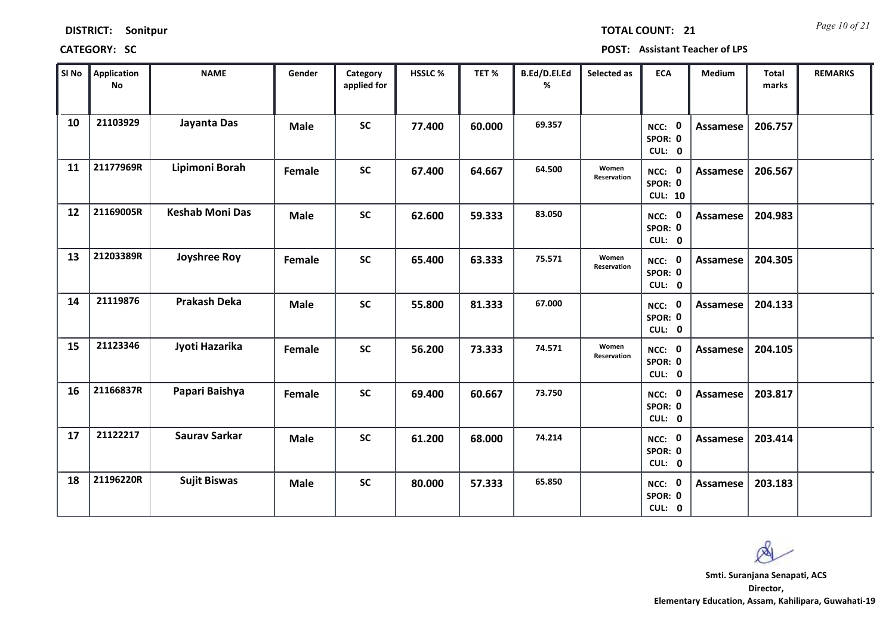**DISTRICT:** Sonitpur **TOTAL COUNT:** 21

**CATEGORY:** SC **POST:** Assistant Teacher of LPS

| Sl No | Application No | NAME | Gender | Category applied for | HSSLC % | TET % | B.Ed/D.El.Ed % | Selected as | ECA | Medium | Total marks | REMARKS |
|---|---|---|---|---|---|---|---|---|---|---|---|---|
| 10 | 21103929 | Jayanta Das | Male | SC | 77.400 | 60.000 | 69.357 | | NCC: 0 SPOR: 0 CUL: 0 | Assamese | 206.757 | |
| 11 | 21177969R | Lipimoni Borah | Female | SC | 67.400 | 64.667 | 64.500 | Women Reservation | NCC: 0 SPOR: 0 CUL: 10 | Assamese | 206.567 | |
| 12 | 21169005R | Keshab Moni Das | Male | SC | 62.600 | 59.333 | 83.050 | | NCC: 0 SPOR: 0 CUL: 0 | Assamese | 204.983 | |
| 13 | 21203389R | Joyshree Roy | Female | SC | 65.400 | 63.333 | 75.571 | Women Reservation | NCC: 0 SPOR: 0 CUL: 0 | Assamese | 204.305 | |
| 14 | 21119876 | Prakash Deka | Male | SC | 55.800 | 81.333 | 67.000 | | NCC: 0 SPOR: 0 CUL: 0 | Assamese | 204.133 | |
| 15 | 21123346 | Jyoti Hazarika | Female | SC | 56.200 | 73.333 | 74.571 | Women Reservation | NCC: 0 SPOR: 0 CUL: 0 | Assamese | 204.105 | |
| 16 | 21166837R | Papari Baishya | Female | SC | 69.400 | 60.667 | 73.750 | | NCC: 0 SPOR: 0 CUL: 0 | Assamese | 203.817 | |
| 17 | 21122217 | Saurav Sarkar | Male | SC | 61.200 | 68.000 | 74.214 | | NCC: 0 SPOR: 0 CUL: 0 | Assamese | 203.414 | |
| 18 | 21196220R | Sujit Biswas | Male | SC | 80.000 | 57.333 | 65.850 | | NCC: 0 SPOR: 0 CUL: 0 | Assamese | 203.183 | |

**Smti. Suranjana Senapati, ACS**
**Director,**
**Elementary Education, Assam, Kahilipara, Guwahati-19**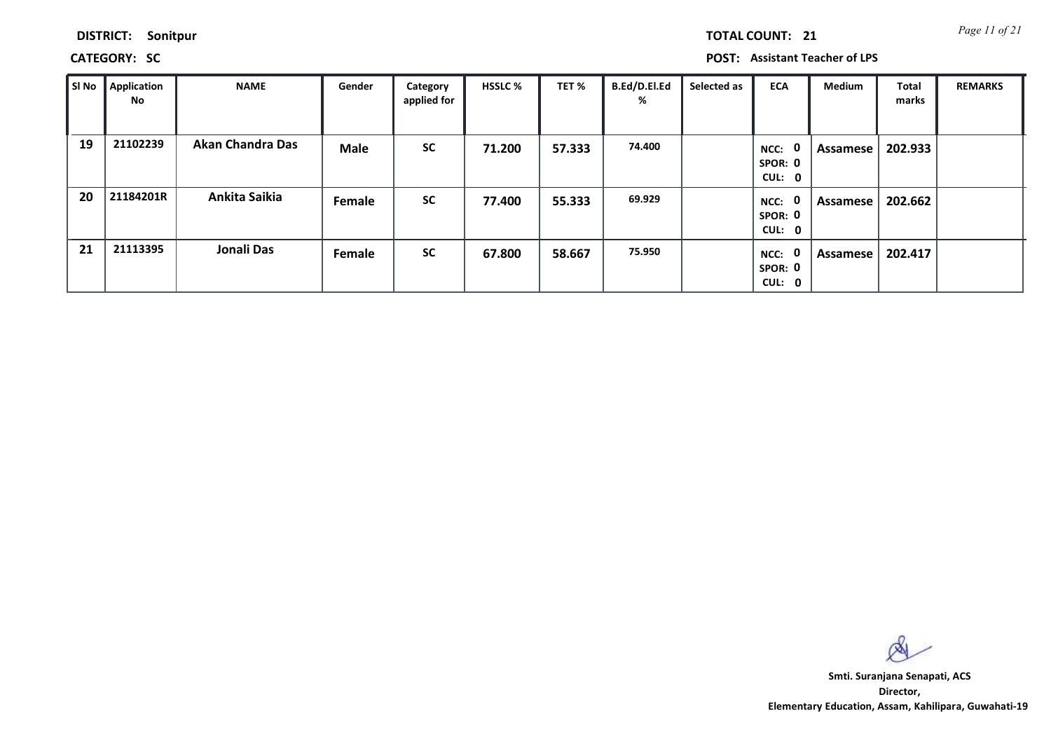**DISTRICT:** Sonitpur

**TOTAL COUNT:** 21

**CATEGORY:** SC

**POST:** Assistant Teacher of LPS

| Sl No | Application No | NAME | Gender | Category applied for | HSSLC % | TET % | B.Ed/D.El.Ed % | Selected as | ECA | Medium | Total marks | REMARKS |
|---|---|---|---|---|---|---|---|---|---|---|---|---|
| 19 | 21102239 | Akan Chandra Das | Male | SC | 71.200 | 57.333 | 74.400 | | NCC: 0 SPOR: 0 CUL: 0 | Assamese | 202.933 | |
| 20 | 21184201R | Ankita Saikia | Female | SC | 77.400 | 55.333 | 69.929 | | NCC: 0 SPOR: 0 CUL: 0 | Assamese | 202.662 | |
| 21 | 21113395 | Jonali Das | Female | SC | 67.800 | 58.667 | 75.950 | | NCC: 0 SPOR: 0 CUL: 0 | Assamese | 202.417 | |

**Smti. Suranjana Senapati, ACS**
**Director,**
**Elementary Education, Assam, Kahilipara, Guwahati-19**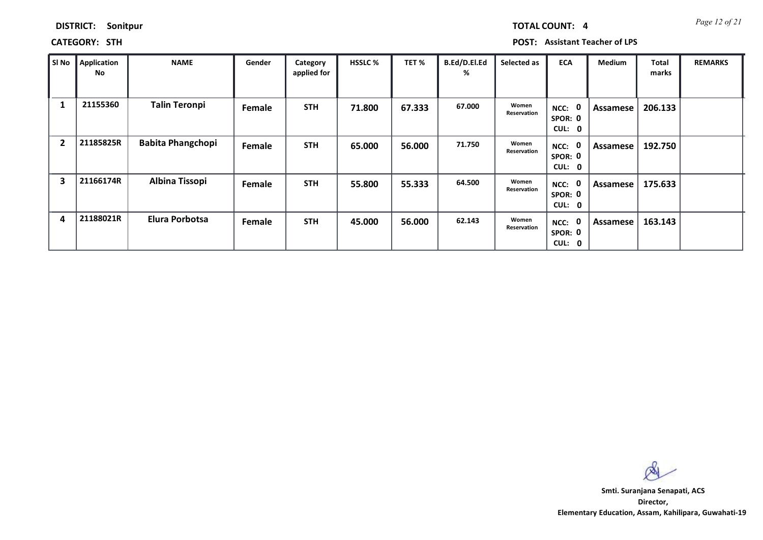**DISTRICT:** Sonitpur

**TOTAL COUNT:** 4

**CATEGORY:** STH

**POST:** Assistant Teacher of LPS

| Sl No | Application No | NAME | Gender | Category applied for | HSSLC % | TET % | B.Ed/D.El.Ed % | Selected as | ECA | Medium | Total marks | REMARKS |
|---|---|---|---|---|---|---|---|---|---|---|---|---|
| 1 | 21155360 | Talin Teronpi | Female | STH | 71.800 | 67.333 | 67.000 | Women Reservation | NCC: 0 SPOR: 0 CUL: 0 | Assamese | 206.133 | |
| 2 | 21185825R | Babita Phangchopi | Female | STH | 65.000 | 56.000 | 71.750 | Women Reservation | NCC: 0 SPOR: 0 CUL: 0 | Assamese | 192.750 | |
| 3 | 21166174R | Albina Tissopi | Female | STH | 55.800 | 55.333 | 64.500 | Women Reservation | NCC: 0 SPOR: 0 CUL: 0 | Assamese | 175.633 | |
| 4 | 21188021R | Elura Porbotsa | Female | STH | 45.000 | 56.000 | 62.143 | Women Reservation | NCC: 0 SPOR: 0 CUL: 0 | Assamese | 163.143 | |

**Smti. Suranjana Senapati, ACS**
**Director,**
**Elementary Education, Assam, Kahilipara, Guwahati-19**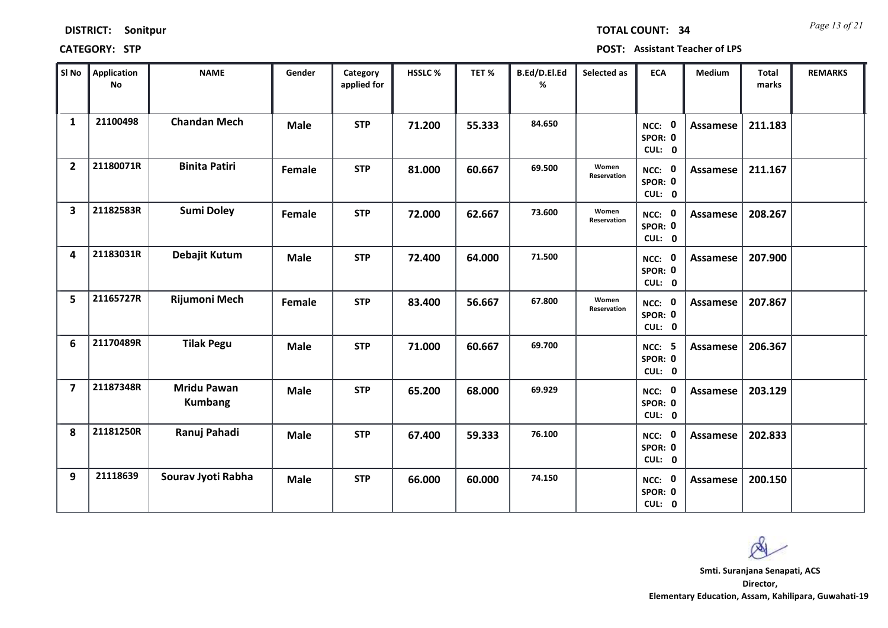**DISTRICT:** Sonitpur

**TOTAL COUNT:** 34

**CATEGORY:** STP

**POST:** Assistant Teacher of LPS

| Sl No | Application No | NAME | Gender | Category applied for | HSSLC % | TET % | B.Ed/D.El.Ed % | Selected as | ECA | Medium | Total marks | REMARKS |
|---|---|---|---|---|---|---|---|---|---|---|---|---|
| 1 | 21100498 | Chandan Mech | Male | STP | 71.200 | 55.333 | 84.650 | | NCC: 0 SPOR: 0 CUL: 0 | Assamese | 211.183 | |
| 2 | 21180071R | Binita Patiri | Female | STP | 81.000 | 60.667 | 69.500 | Women Reservation | NCC: 0 SPOR: 0 CUL: 0 | Assamese | 211.167 | |
| 3 | 21182583R | Sumi Doley | Female | STP | 72.000 | 62.667 | 73.600 | Women Reservation | NCC: 0 SPOR: 0 CUL: 0 | Assamese | 208.267 | |
| 4 | 21183031R | Debajit Kutum | Male | STP | 72.400 | 64.000 | 71.500 | | NCC: 0 SPOR: 0 CUL: 0 | Assamese | 207.900 | |
| 5 | 21165727R | Rijumoni Mech | Female | STP | 83.400 | 56.667 | 67.800 | Women Reservation | NCC: 0 SPOR: 0 CUL: 0 | Assamese | 207.867 | |
| 6 | 21170489R | Tilak Pegu | Male | STP | 71.000 | 60.667 | 69.700 | | NCC: 5 SPOR: 0 CUL: 0 | Assamese | 206.367 | |
| 7 | 21187348R | Mridu Pawan Kumbang | Male | STP | 65.200 | 68.000 | 69.929 | | NCC: 0 SPOR: 0 CUL: 0 | Assamese | 203.129 | |
| 8 | 21181250R | Ranuj Pahadi | Male | STP | 67.400 | 59.333 | 76.100 | | NCC: 0 SPOR: 0 CUL: 0 | Assamese | 202.833 | |
| 9 | 21118639 | Sourav Jyoti Rabha | Male | STP | 66.000 | 60.000 | 74.150 | | NCC: 0 SPOR: 0 CUL: 0 | Assamese | 200.150 | |

**Smti. Suranjana Senapati, ACS**
**Director,**
**Elementary Education, Assam, Kahilipara, Guwahati-19**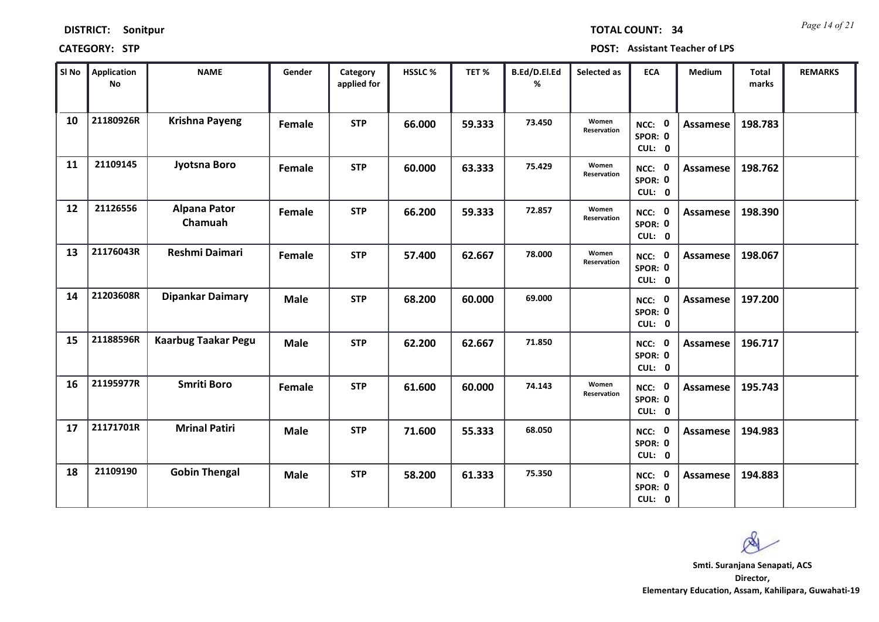**DISTRICT:** Sonitpur | **TOTAL COUNT:** 34

**CATEGORY:** STP | **POST:** Assistant Teacher of LPS

| Sl No | Application No | NAME | Gender | Category applied for | HSSLC % | TET % | B.Ed/D.El.Ed % | Selected as | ECA | Medium | Total marks | REMARKS |
|---|---|---|---|---|---|---|---|---|---|---|---|---|
| 10 | 21180926R | Krishna Payeng | Female | STP | 66.000 | 59.333 | 73.450 | Women Reservation | NCC: 0 SPOR: 0 CUL: 0 | Assamese | 198.783 | |
| 11 | 21109145 | Jyotsna Boro | Female | STP | 60.000 | 63.333 | 75.429 | Women Reservation | NCC: 0 SPOR: 0 CUL: 0 | Assamese | 198.762 | |
| 12 | 21126556 | Alpana Pator Chamuah | Female | STP | 66.200 | 59.333 | 72.857 | Women Reservation | NCC: 0 SPOR: 0 CUL: 0 | Assamese | 198.390 | |
| 13 | 21176043R | Reshmi Daimari | Female | STP | 57.400 | 62.667 | 78.000 | Women Reservation | NCC: 0 SPOR: 0 CUL: 0 | Assamese | 198.067 | |
| 14 | 21203608R | Dipankar Daimary | Male | STP | 68.200 | 60.000 | 69.000 | | NCC: 0 SPOR: 0 CUL: 0 | Assamese | 197.200 | |
| 15 | 21188596R | Kaarbug Taakar Pegu | Male | STP | 62.200 | 62.667 | 71.850 | | NCC: 0 SPOR: 0 CUL: 0 | Assamese | 196.717 | |
| 16 | 21195977R | Smriti Boro | Female | STP | 61.600 | 60.000 | 74.143 | Women Reservation | NCC: 0 SPOR: 0 CUL: 0 | Assamese | 195.743 | |
| 17 | 21171701R | Mrinal Patiri | Male | STP | 71.600 | 55.333 | 68.050 | | NCC: 0 SPOR: 0 CUL: 0 | Assamese | 194.983 | |
| 18 | 21109190 | Gobin Thengal | Male | STP | 58.200 | 61.333 | 75.350 | | NCC: 0 SPOR: 0 CUL: 0 | Assamese | 194.883 | |

**Smti. Suranjana Senapati, ACS**
**Director,**
**Elementary Education, Assam, Kahilipara, Guwahati-19**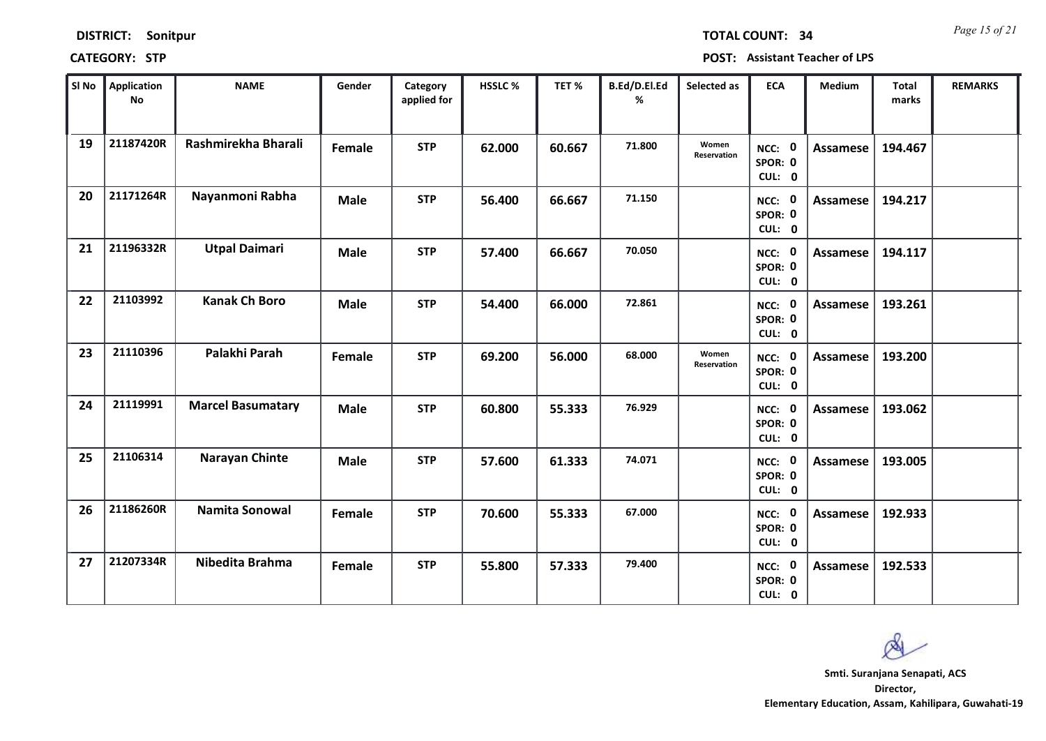**DISTRICT:** Sonitpur  **TOTAL COUNT:** 34

**CATEGORY:** STP  **POST:** Assistant Teacher of LPS

| Sl No | Application No | NAME | Gender | Category applied for | HSSLC % | TET % | B.Ed/D.El.Ed % | Selected as | ECA | Medium | Total marks | REMARKS |
|---|---|---|---|---|---|---|---|---|---|---|---|---|
| 19 | 21187420R | Rashmirekha Bharali | Female | STP | 62.000 | 60.667 | 71.800 | Women Reservation | NCC: 0 SPOR: 0 CUL: 0 | Assamese | 194.467 | |
| 20 | 21171264R | Nayanmoni Rabha | Male | STP | 56.400 | 66.667 | 71.150 | | NCC: 0 SPOR: 0 CUL: 0 | Assamese | 194.217 | |
| 21 | 21196332R | Utpal Daimari | Male | STP | 57.400 | 66.667 | 70.050 | | NCC: 0 SPOR: 0 CUL: 0 | Assamese | 194.117 | |
| 22 | 21103992 | Kanak Ch Boro | Male | STP | 54.400 | 66.000 | 72.861 | | NCC: 0 SPOR: 0 CUL: 0 | Assamese | 193.261 | |
| 23 | 21110396 | Palakhi Parah | Female | STP | 69.200 | 56.000 | 68.000 | Women Reservation | NCC: 0 SPOR: 0 CUL: 0 | Assamese | 193.200 | |
| 24 | 21119991 | Marcel Basumatary | Male | STP | 60.800 | 55.333 | 76.929 | | NCC: 0 SPOR: 0 CUL: 0 | Assamese | 193.062 | |
| 25 | 21106314 | Narayan Chinte | Male | STP | 57.600 | 61.333 | 74.071 | | NCC: 0 SPOR: 0 CUL: 0 | Assamese | 193.005 | |
| 26 | 21186260R | Namita Sonowal | Female | STP | 70.600 | 55.333 | 67.000 | | NCC: 0 SPOR: 0 CUL: 0 | Assamese | 192.933 | |
| 27 | 21207334R | Nibedita Brahma | Female | STP | 55.800 | 57.333 | 79.400 | | NCC: 0 SPOR: 0 CUL: 0 | Assamese | 192.533 | |

**Smti. Suranjana Senapati, ACS**
**Director,**
**Elementary Education, Assam, Kahilipara, Guwahati-19**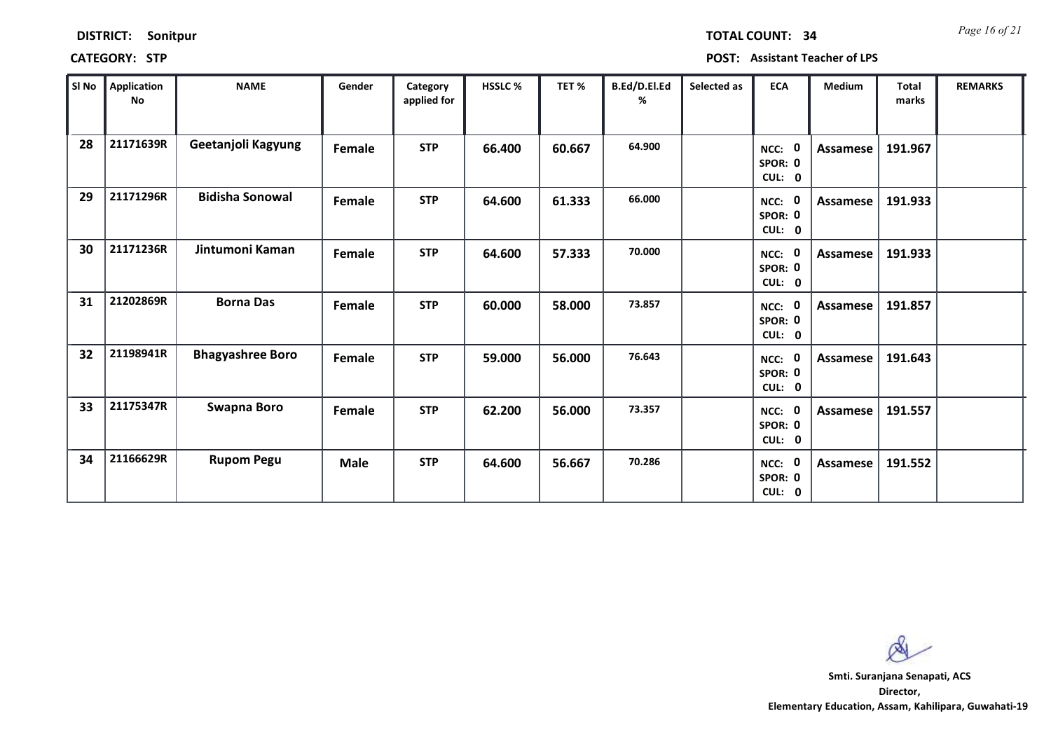**DISTRICT:** Sonitpur **TOTAL COUNT:** 34

**CATEGORY:** STP **POST:** Assistant Teacher of LPS

| Sl No | Application No | NAME | Gender | Category applied for | HSSLC % | TET % | B.Ed/D.El.Ed % | Selected as | ECA | Medium | Total marks | REMARKS |
|---|---|---|---|---|---|---|---|---|---|---|---|---|
| 28 | 21171639R | Geetanjoli Kagyung | Female | STP | 66.400 | 60.667 | 64.900 | | NCC: 0 SPOR: 0 CUL: 0 | Assamese | 191.967 | |
| 29 | 21171296R | Bidisha Sonowal | Female | STP | 64.600 | 61.333 | 66.000 | | NCC: 0 SPOR: 0 CUL: 0 | Assamese | 191.933 | |
| 30 | 21171236R | Jintumoni Kaman | Female | STP | 64.600 | 57.333 | 70.000 | | NCC: 0 SPOR: 0 CUL: 0 | Assamese | 191.933 | |
| 31 | 21202869R | Borna Das | Female | STP | 60.000 | 58.000 | 73.857 | | NCC: 0 SPOR: 0 CUL: 0 | Assamese | 191.857 | |
| 32 | 21198941R | Bhagyashree Boro | Female | STP | 59.000 | 56.000 | 76.643 | | NCC: 0 SPOR: 0 CUL: 0 | Assamese | 191.643 | |
| 33 | 21175347R | Swapna Boro | Female | STP | 62.200 | 56.000 | 73.357 | | NCC: 0 SPOR: 0 CUL: 0 | Assamese | 191.557 | |
| 34 | 21166629R | Rupom Pegu | Male | STP | 64.600 | 56.667 | 70.286 | | NCC: 0 SPOR: 0 CUL: 0 | Assamese | 191.552 | |

**Smti. Suranjana Senapati, ACS**
**Director,**
**Elementary Education, Assam, Kahilipara, Guwahati-19**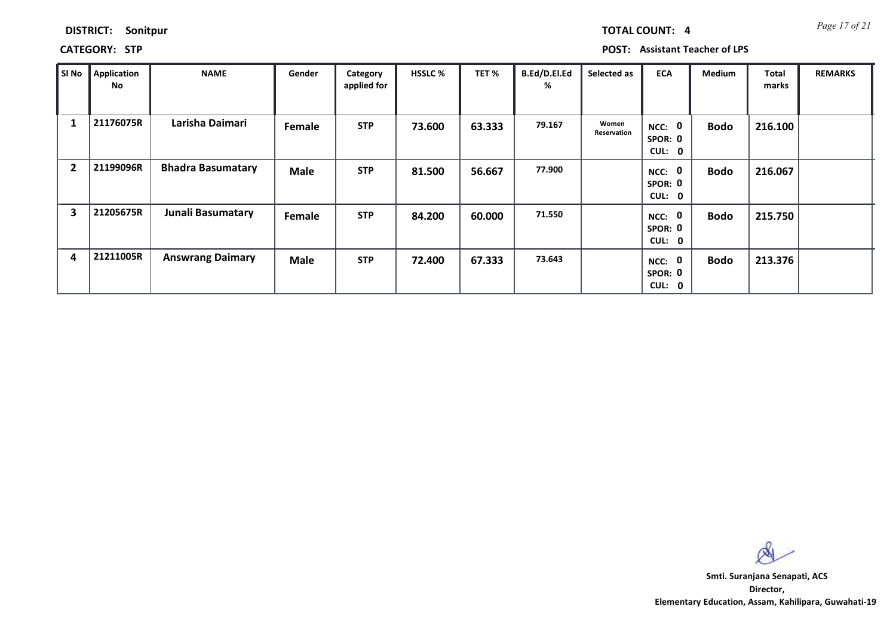**DISTRICT:** Sonitpur

**TOTAL COUNT:** 4

**CATEGORY:** STP

**POST:** Assistant Teacher of LPS

| Sl No | Application No | NAME | Gender | Category applied for | HSSLC % | TET % | B.Ed/D.El.Ed % | Selected as | ECA | Medium | Total marks | REMARKS |
|---|---|---|---|---|---|---|---|---|---|---|---|---|
| 1 | 21176075R | Larisha Daimari | Female | STP | 73.600 | 63.333 | 79.167 | Women Reservation | NCC: 0 SPOR: 0 CUL: 0 | Bodo | 216.100 | |
| 2 | 21199096R | Bhadra Basumatary | Male | STP | 81.500 | 56.667 | 77.900 | | NCC: 0 SPOR: 0 CUL: 0 | Bodo | 216.067 | |
| 3 | 21205675R | Junali Basumatary | Female | STP | 84.200 | 60.000 | 71.550 | | NCC: 0 SPOR: 0 CUL: 0 | Bodo | 215.750 | |
| 4 | 21211005R | Answrang Daimary | Male | STP | 72.400 | 67.333 | 73.643 | | NCC: 0 SPOR: 0 CUL: 0 | Bodo | 213.376 | |

**Smti. Suranjana Senapati, ACS**
**Director,**
**Elementary Education, Assam, Kahilipara, Guwahati-19**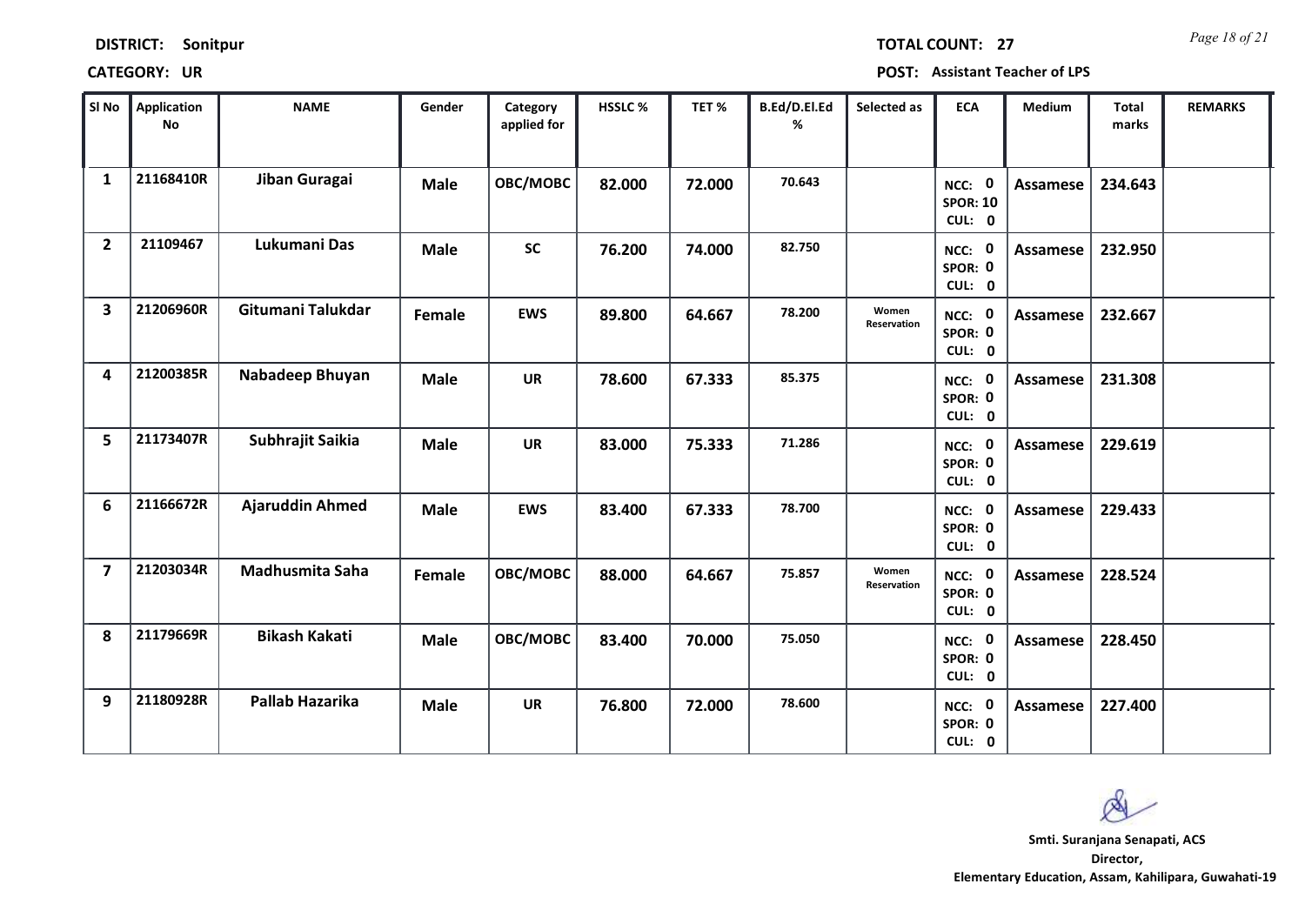**DISTRICT: Sonitpur** **TOTAL COUNT: 27**

**CATEGORY: UR** **POST: Assistant Teacher of LPS**

| Sl No | Application No | NAME | Gender | Category applied for | HSSLC % | TET % | B.Ed/D.El.Ed % | Selected as | ECA | Medium | Total marks | REMARKS |
|---|---|---|---|---|---|---|---|---|---|---|---|---|
| 1 | 21168410R | Jiban Guragai | Male | OBC/MOBC | 82.000 | 72.000 | 70.643 | | NCC: 0 SPOR: 10 CUL: 0 | Assamese | 234.643 | |
| 2 | 21109467 | Lukumani Das | Male | SC | 76.200 | 74.000 | 82.750 | | NCC: 0 SPOR: 0 CUL: 0 | Assamese | 232.950 | |
| 3 | 21206960R | Gitumani Talukdar | Female | EWS | 89.800 | 64.667 | 78.200 | Women Reservation | NCC: 0 SPOR: 0 CUL: 0 | Assamese | 232.667 | |
| 4 | 21200385R | Nabadeep Bhuyan | Male | UR | 78.600 | 67.333 | 85.375 | | NCC: 0 SPOR: 0 CUL: 0 | Assamese | 231.308 | |
| 5 | 21173407R | Subhrajit Saikia | Male | UR | 83.000 | 75.333 | 71.286 | | NCC: 0 SPOR: 0 CUL: 0 | Assamese | 229.619 | |
| 6 | 21166672R | Ajaruddin Ahmed | Male | EWS | 83.400 | 67.333 | 78.700 | | NCC: 0 SPOR: 0 CUL: 0 | Assamese | 229.433 | |
| 7 | 21203034R | Madhusmita Saha | Female | OBC/MOBC | 88.000 | 64.667 | 75.857 | Women Reservation | NCC: 0 SPOR: 0 CUL: 0 | Assamese | 228.524 | |
| 8 | 21179669R | Bikash Kakati | Male | OBC/MOBC | 83.400 | 70.000 | 75.050 | | NCC: 0 SPOR: 0 CUL: 0 | Assamese | 228.450 | |
| 9 | 21180928R | Pallab Hazarika | Male | UR | 76.800 | 72.000 | 78.600 | | NCC: 0 SPOR: 0 CUL: 0 | Assamese | 227.400 | |

**Smti. Suranjana Senapati, ACS**
**Director,**
**Elementary Education, Assam, Kahilipara, Guwahati-19**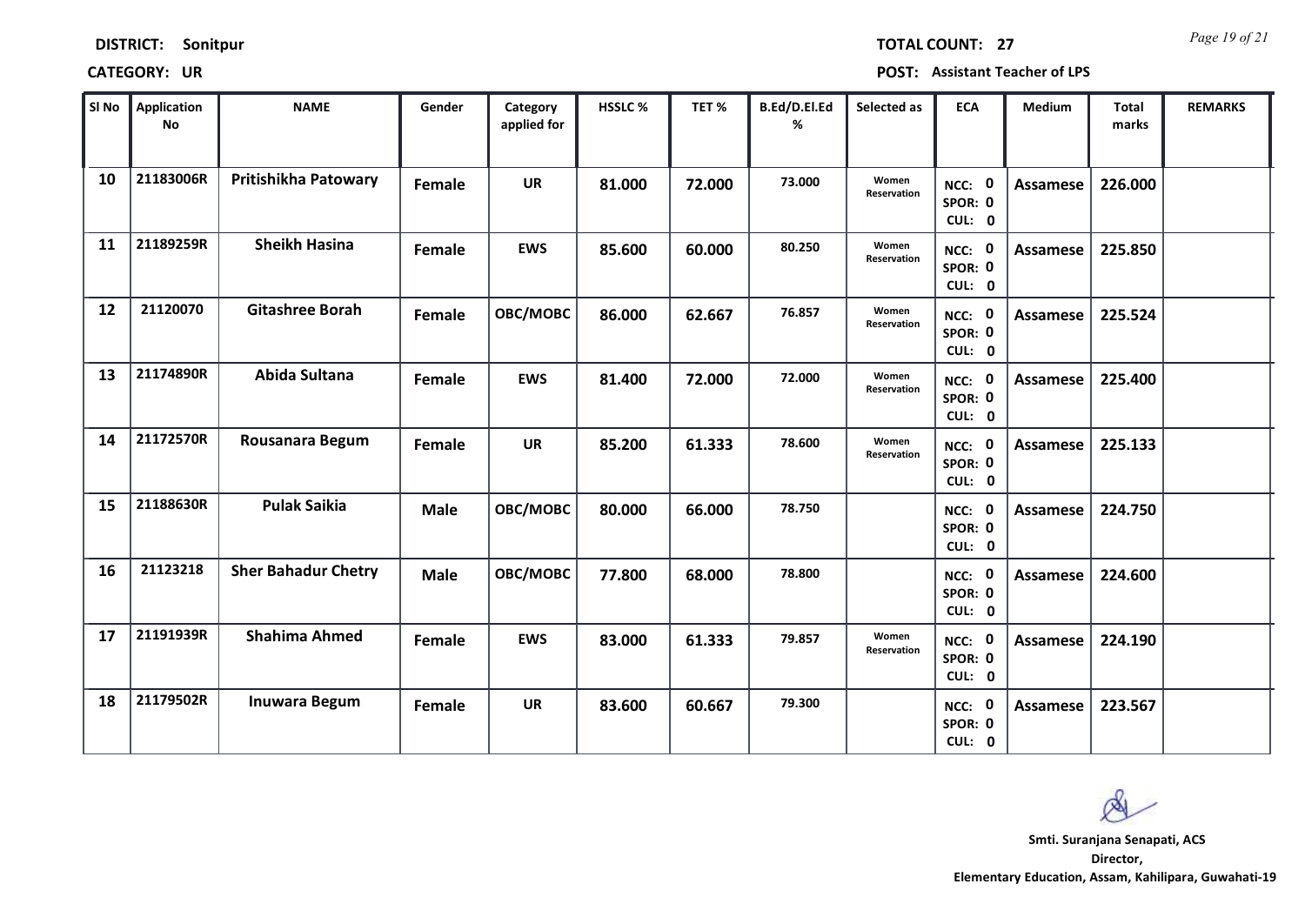**DISTRICT:** Sonitpur

**TOTAL COUNT:** 27

**CATEGORY:** UR

**POST:** Assistant Teacher of LPS

| Sl No | Application No | NAME | Gender | Category applied for | HSSLC % | TET % | B.Ed/D.El.Ed % | Selected as | ECA | Medium | Total marks | REMARKS |
|---|---|---|---|---|---|---|---|---|---|---|---|---|
| 10 | 21183006R | Pritishikha Patowary | Female | UR | 81.000 | 72.000 | 73.000 | Women Reservation | NCC: 0 SPOR: 0 CUL: 0 | Assamese | 226.000 | |
| 11 | 21189259R | Sheikh Hasina | Female | EWS | 85.600 | 60.000 | 80.250 | Women Reservation | NCC: 0 SPOR: 0 CUL: 0 | Assamese | 225.850 | |
| 12 | 21120070 | Gitashree Borah | Female | OBC/MOBC | 86.000 | 62.667 | 76.857 | Women Reservation | NCC: 0 SPOR: 0 CUL: 0 | Assamese | 225.524 | |
| 13 | 21174890R | Abida Sultana | Female | EWS | 81.400 | 72.000 | 72.000 | Women Reservation | NCC: 0 SPOR: 0 CUL: 0 | Assamese | 225.400 | |
| 14 | 21172570R | Rousanara Begum | Female | UR | 85.200 | 61.333 | 78.600 | Women Reservation | NCC: 0 SPOR: 0 CUL: 0 | Assamese | 225.133 | |
| 15 | 21188630R | Pulak Saikia | Male | OBC/MOBC | 80.000 | 66.000 | 78.750 | | NCC: 0 SPOR: 0 CUL: 0 | Assamese | 224.750 | |
| 16 | 21123218 | Sher Bahadur Chetry | Male | OBC/MOBC | 77.800 | 68.000 | 78.800 | | NCC: 0 SPOR: 0 CUL: 0 | Assamese | 224.600 | |
| 17 | 21191939R | Shahima Ahmed | Female | EWS | 83.000 | 61.333 | 79.857 | Women Reservation | NCC: 0 SPOR: 0 CUL: 0 | Assamese | 224.190 | |
| 18 | 21179502R | Inuwara Begum | Female | UR | 83.600 | 60.667 | 79.300 | | NCC: 0 SPOR: 0 CUL: 0 | Assamese | 223.567 | |

**Smti. Suranjana Senapati, ACS**
**Director,**
**Elementary Education, Assam, Kahilipara, Guwahati-19**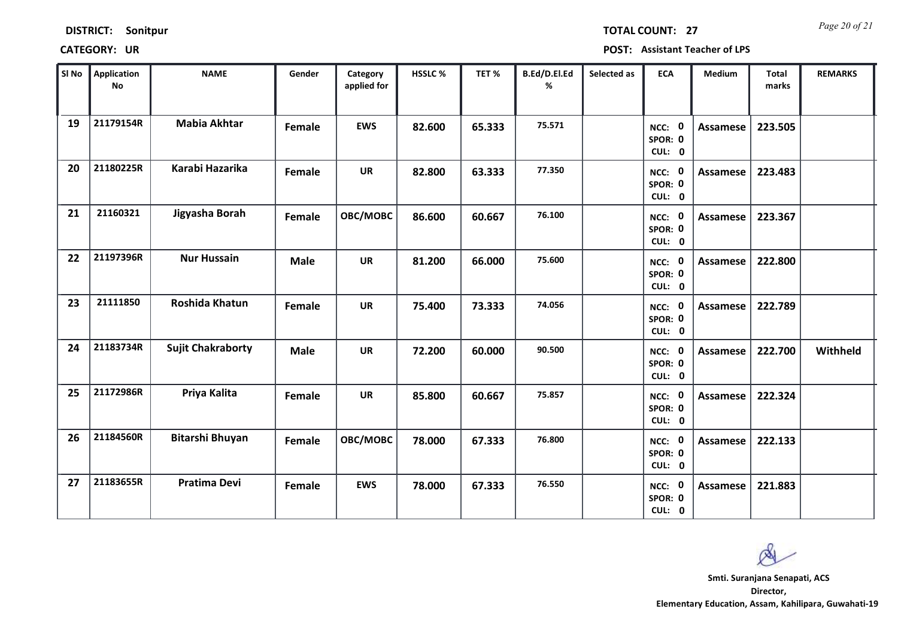**DISTRICT:** Sonitpur

**TOTAL COUNT:** 27

**CATEGORY:** UR

**POST:** Assistant Teacher of LPS

| Sl No | Application No | NAME | Gender | Category applied for | HSSLC % | TET % | B.Ed/D.El.Ed % | Selected as | ECA | Medium | Total marks | REMARKS |
|---|---|---|---|---|---|---|---|---|---|---|---|---|
| 19 | 21179154R | Mabia Akhtar | Female | EWS | 82.600 | 65.333 | 75.571 | | NCC: 0 SPOR: 0 CUL: 0 | Assamese | 223.505 | |
| 20 | 21180225R | Karabi Hazarika | Female | UR | 82.800 | 63.333 | 77.350 | | NCC: 0 SPOR: 0 CUL: 0 | Assamese | 223.483 | |
| 21 | 21160321 | Jigyasha Borah | Female | OBC/MOBC | 86.600 | 60.667 | 76.100 | | NCC: 0 SPOR: 0 CUL: 0 | Assamese | 223.367 | |
| 22 | 21197396R | Nur Hussain | Male | UR | 81.200 | 66.000 | 75.600 | | NCC: 0 SPOR: 0 CUL: 0 | Assamese | 222.800 | |
| 23 | 21111850 | Roshida Khatun | Female | UR | 75.400 | 73.333 | 74.056 | | NCC: 0 SPOR: 0 CUL: 0 | Assamese | 222.789 | |
| 24 | 21183734R | Sujit Chakraborty | Male | UR | 72.200 | 60.000 | 90.500 | | NCC: 0 SPOR: 0 CUL: 0 | Assamese | 222.700 | Withheld |
| 25 | 21172986R | Priya Kalita | Female | UR | 85.800 | 60.667 | 75.857 | | NCC: 0 SPOR: 0 CUL: 0 | Assamese | 222.324 | |
| 26 | 21184560R | Bitarshi Bhuyan | Female | OBC/MOBC | 78.000 | 67.333 | 76.800 | | NCC: 0 SPOR: 0 CUL: 0 | Assamese | 222.133 | |
| 27 | 21183655R | Pratima Devi | Female | EWS | 78.000 | 67.333 | 76.550 | | NCC: 0 SPOR: 0 CUL: 0 | Assamese | 221.883 | |

**Smti. Suranjana Senapati, ACS**
**Director,**
**Elementary Education, Assam, Kahilipara, Guwahati-19**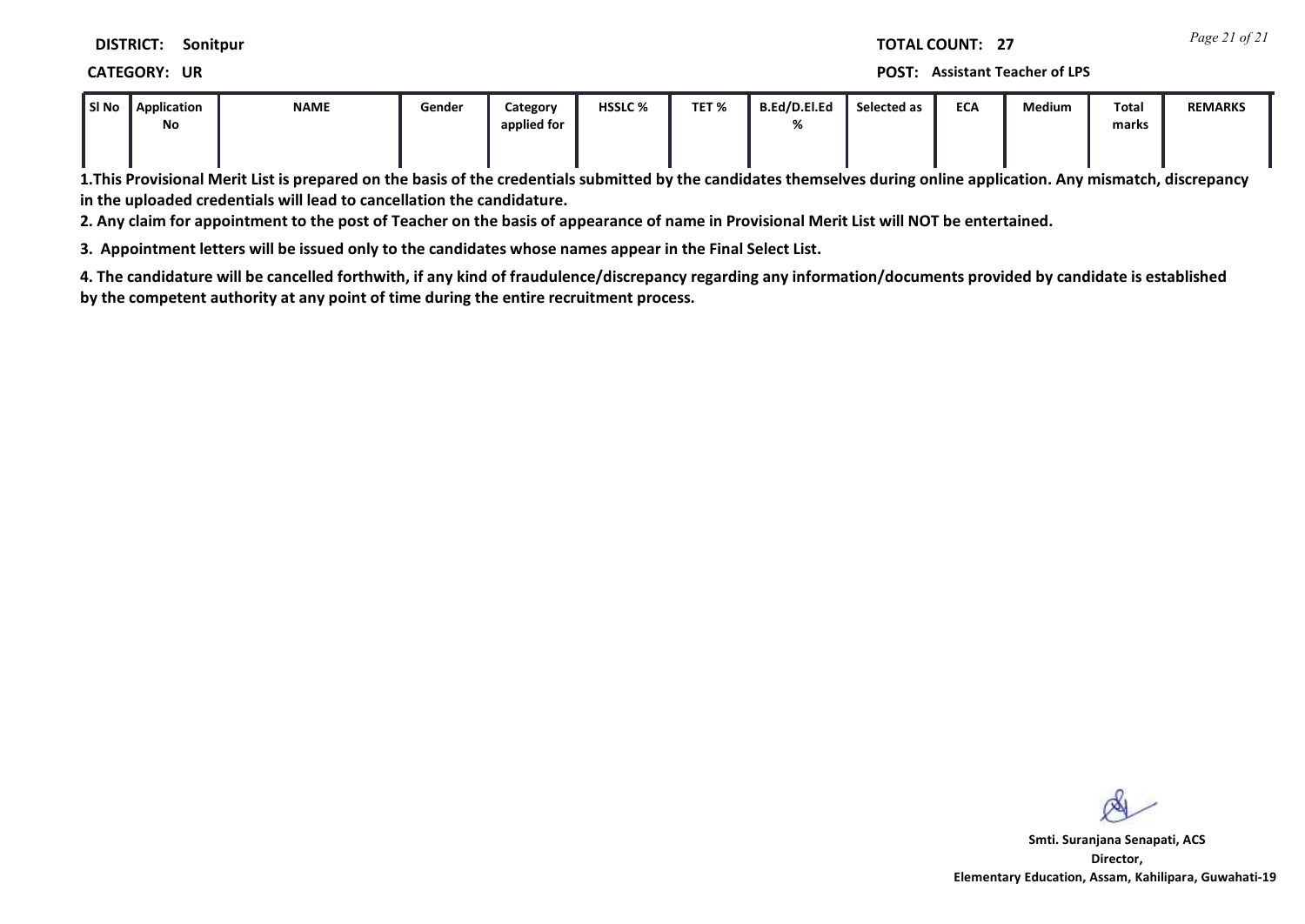**DISTRICT:** Sonitpur | **TOTAL COUNT:** 27

**CATEGORY:** UR | **POST:** Assistant Teacher of LPS

| Sl No | Application No | NAME | Gender | Category applied for | HSSLC % | TET % | B.Ed/D.El.Ed % | Selected as | ECA | Medium | Total marks | REMARKS |
|---|---|---|---|---|---|---|---|---|---|---|---|---|

**1.This Provisional Merit List is prepared on the basis of the credentials submitted by the candidates themselves during online application. Any mismatch, discrepancy in the uploaded credentials will lead to cancellation the candidature.**

**2. Any claim for appointment to the post of Teacher on the basis of appearance of name in Provisional Merit List will NOT be entertained.**

**3. Appointment letters will be issued only to the candidates whose names appear in the Final Select List.**

**4. The candidature will be cancelled forthwith, if any kind of fraudulence/discrepancy regarding any information/documents provided by candidate is established by the competent authority at any point of time during the entire recruitment process.**

**Smti. Suranjana Senapati, ACS**
**Director,**
**Elementary Education, Assam, Kahilipara, Guwahati-19**